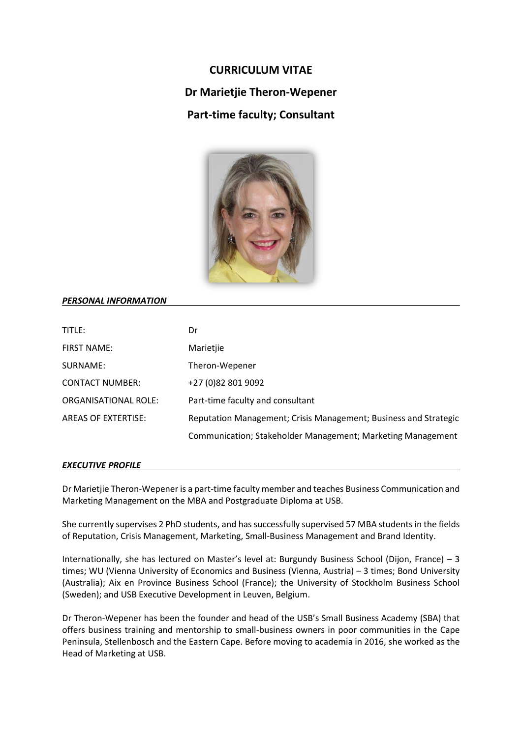# CURRICULUM VITAE

## Dr Marietjie Theron-Wepener

## Part-time faculty; Consultant

### *PERSONAL INFORMATION*

| | |
|---|---|
| TITLE: | Dr |
| FIRST NAME: | Marietjie |
| SURNAME: | Theron-Wepener |
| CONTACT NUMBER: | +27 (0)82 801 9092 |
| ORGANISATIONAL ROLE: | Part-time faculty and consultant |
| AREAS OF EXTERTISE: | Reputation Management; Crisis Management; Business and Strategic Communication; Stakeholder Management; Marketing Management |

### *EXECUTIVE PROFILE*

Dr Marietjie Theron-Wepener is a part-time faculty member and teaches Business Communication and Marketing Management on the MBA and Postgraduate Diploma at USB.

She currently supervises 2 PhD students, and has successfully supervised 57 MBA students in the fields of Reputation, Crisis Management, Marketing, Small-Business Management and Brand Identity.

Internationally, she has lectured on Master's level at: Burgundy Business School (Dijon, France) – 3 times; WU (Vienna University of Economics and Business (Vienna, Austria) – 3 times; Bond University (Australia); Aix en Province Business School (France); the University of Stockholm Business School (Sweden); and USB Executive Development in Leuven, Belgium.

Dr Theron-Wepener has been the founder and head of the USB's Small Business Academy (SBA) that offers business training and mentorship to small-business owners in poor communities in the Cape Peninsula, Stellenbosch and the Eastern Cape. Before moving to academia in 2016, she worked as the Head of Marketing at USB.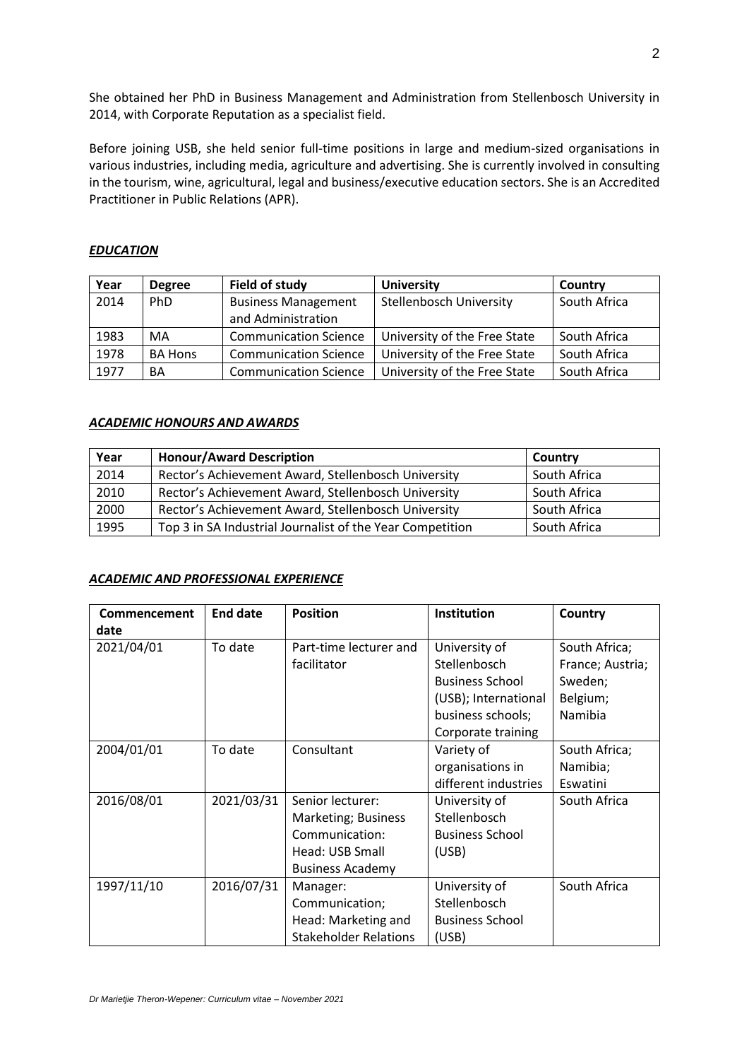She obtained her PhD in Business Management and Administration from Stellenbosch University in 2014, with Corporate Reputation as a specialist field.

Before joining USB, she held senior full-time positions in large and medium-sized organisations in various industries, including media, agriculture and advertising. She is currently involved in consulting in the tourism, wine, agricultural, legal and business/executive education sectors. She is an Accredited Practitioner in Public Relations (APR).

## ***EDUCATION***

| Year | Degree | Field of study | University | Country |
|---|---|---|---|---|
| 2014 | PhD | Business Management and Administration | Stellenbosch University | South Africa |
| 1983 | MA | Communication Science | University of the Free State | South Africa |
| 1978 | BA Hons | Communication Science | University of the Free State | South Africa |
| 1977 | BA | Communication Science | University of the Free State | South Africa |

## ***ACADEMIC HONOURS AND AWARDS***

| Year | Honour/Award Description | Country |
|---|---|---|
| 2014 | Rector's Achievement Award, Stellenbosch University | South Africa |
| 2010 | Rector's Achievement Award, Stellenbosch University | South Africa |
| 2000 | Rector's Achievement Award, Stellenbosch University | South Africa |
| 1995 | Top 3 in SA Industrial Journalist of the Year Competition | South Africa |

## ***ACADEMIC AND PROFESSIONAL EXPERIENCE***

| Commencement date | End date | Position | Institution | Country |
|---|---|---|---|---|
| 2021/04/01 | To date | Part-time lecturer and facilitator | University of Stellenbosch Business School (USB); International business schools; Corporate training | South Africa; France; Austria; Sweden; Belgium; Namibia |
| 2004/01/01 | To date | Consultant | Variety of organisations in different industries | South Africa; Namibia; Eswatini |
| 2016/08/01 | 2021/03/31 | Senior lecturer: Marketing; Business Communication: Head: USB Small Business Academy | University of Stellenbosch Business School (USB) | South Africa |
| 1997/11/10 | 2016/07/31 | Manager: Communication; Head: Marketing and Stakeholder Relations | University of Stellenbosch Business School (USB) | South Africa |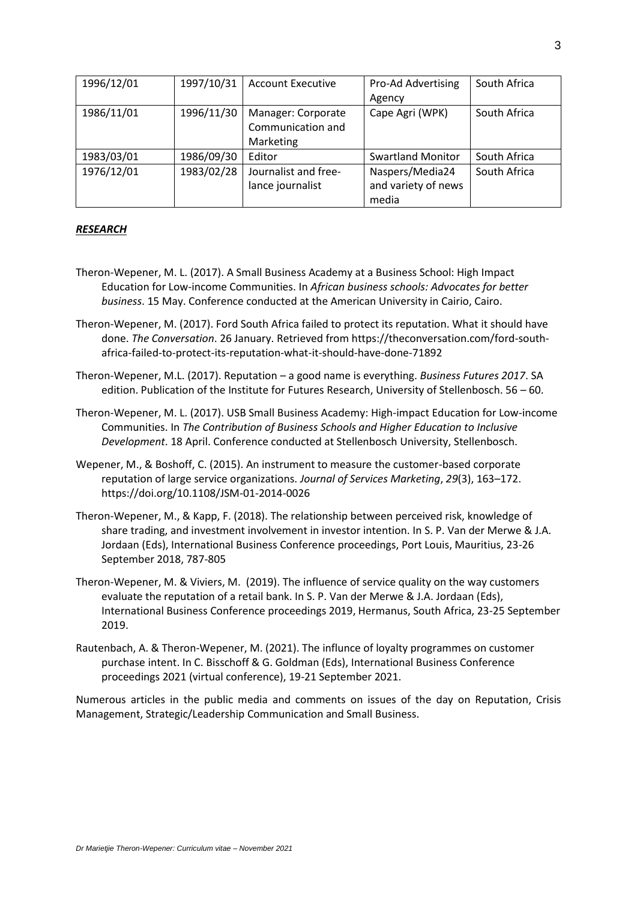| | | | | |
|---|---|---|---|---|
| 1996/12/01 | 1997/10/31 | Account Executive | Pro-Ad Advertising Agency | South Africa |
| 1986/11/01 | 1996/11/30 | Manager: Corporate Communication and Marketing | Cape Agri (WPK) | South Africa |
| 1983/03/01 | 1986/09/30 | Editor | Swartland Monitor | South Africa |
| 1976/12/01 | 1983/02/28 | Journalist and free-lance journalist | Naspers/Media24 and variety of news media | South Africa |

***RESEARCH***

Theron-Wepener, M. L. (2017). A Small Business Academy at a Business School: High Impact Education for Low-income Communities. In *African business schools: Advocates for better business*. 15 May. Conference conducted at the American University in Cairio, Cairo.

Theron-Wepener, M. (2017). Ford South Africa failed to protect its reputation. What it should have done. *The Conversation*. 26 January. Retrieved from https://theconversation.com/ford-south-africa-failed-to-protect-its-reputation-what-it-should-have-done-71892

Theron-Wepener, M.L. (2017). Reputation – a good name is everything. *Business Futures 2017*. SA edition. Publication of the Institute for Futures Research, University of Stellenbosch. 56 – 60.

Theron-Wepener, M. L. (2017). USB Small Business Academy: High-impact Education for Low-income Communities. In *The Contribution of Business Schools and Higher Education to Inclusive Development*. 18 April. Conference conducted at Stellenbosch University, Stellenbosch.

Wepener, M., & Boshoff, C. (2015). An instrument to measure the customer-based corporate reputation of large service organizations. *Journal of Services Marketing*, *29*(3), 163–172. https://doi.org/10.1108/JSM-01-2014-0026

Theron-Wepener, M., & Kapp, F. (2018). The relationship between perceived risk, knowledge of share trading, and investment involvement in investor intention. In S. P. Van der Merwe & J.A. Jordaan (Eds), International Business Conference proceedings, Port Louis, Mauritius, 23-26 September 2018, 787-805

Theron-Wepener, M. & Viviers, M. (2019). The influence of service quality on the way customers evaluate the reputation of a retail bank. In S. P. Van der Merwe & J.A. Jordaan (Eds), International Business Conference proceedings 2019, Hermanus, South Africa, 23-25 September 2019.

Rautenbach, A. & Theron-Wepener, M. (2021). The influnce of loyalty programmes on customer purchase intent. In C. Bisschoff & G. Goldman (Eds), International Business Conference proceedings 2021 (virtual conference), 19-21 September 2021.

Numerous articles in the public media and comments on issues of the day on Reputation, Crisis Management, Strategic/Leadership Communication and Small Business.